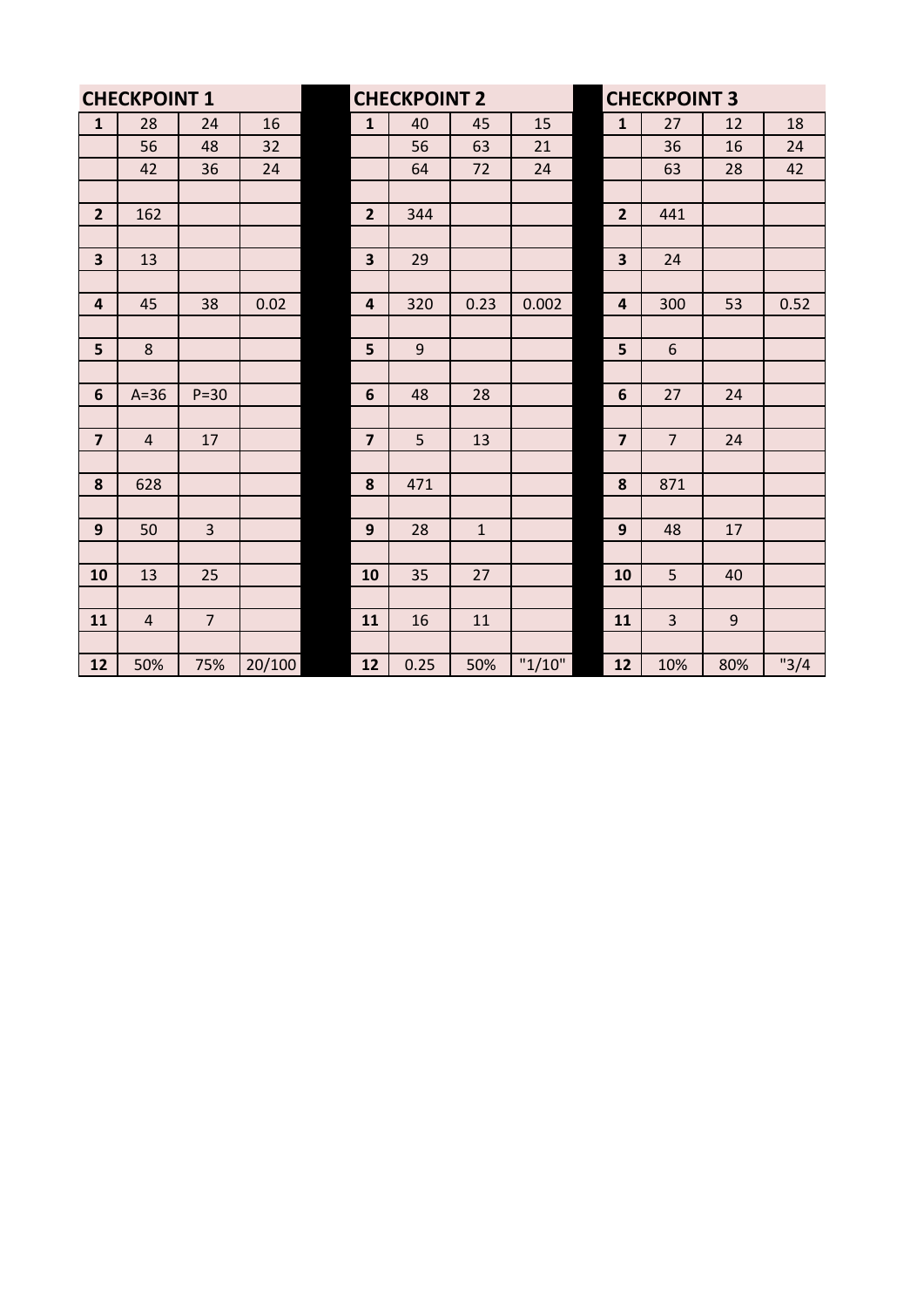| CHECKPOINT 1 | | | | | CHECKPOINT 2 | | | | | CHECKPOINT 3 | | | |
|---|---|---|---|---|---|---|---|---|---|---|---|---|---|
| **1** | 28 | 24 | 16 | | **1** | 40 | 45 | 15 | | **1** | 27 | 12 | 18 |
| | 56 | 48 | 32 | | | 56 | 63 | 21 | | | 36 | 16 | 24 |
| | 42 | 36 | 24 | | | 64 | 72 | 24 | | | 63 | 28 | 42 |
| | | | | | | | | | | | | | |
| **2** | 162 | | | | **2** | 344 | | | | **2** | 441 | | |
| | | | | | | | | | | | | | |
| **3** | 13 | | | | **3** | 29 | | | | **3** | 24 | | |
| | | | | | | | | | | | | | |
| **4** | 45 | 38 | 0.02 | | **4** | 320 | 0.23 | 0.002 | | **4** | 300 | 53 | 0.52 |
| | | | | | | | | | | | | | |
| **5** | 8 | | | | **5** | 9 | | | | **5** | 6 | | |
| | | | | | | | | | | | | | |
| **6** | A=36 | P=30 | | | **6** | 48 | 28 | | | **6** | 27 | 24 | |
| | | | | | | | | | | | | | |
| **7** | 4 | 17 | | | **7** | 5 | 13 | | | **7** | 7 | 24 | |
| | | | | | | | | | | | | | |
| **8** | 628 | | | | **8** | 471 | | | | **8** | 871 | | |
| | | | | | | | | | | | | | |
| **9** | 50 | 3 | | | **9** | 28 | 1 | | | **9** | 48 | 17 | |
| | | | | | | | | | | | | | |
| **10** | 13 | 25 | | | **10** | 35 | 27 | | | **10** | 5 | 40 | |
| | | | | | | | | | | | | | |
| **11** | 4 | 7 | | | **11** | 16 | 11 | | | **11** | 3 | 9 | |
| | | | | | | | | | | | | | |
| **12** | 50% | 75% | 20/100 | | **12** | 0.25 | 50% | "1/10" | | **12** | 10% | 80% | "3/4 |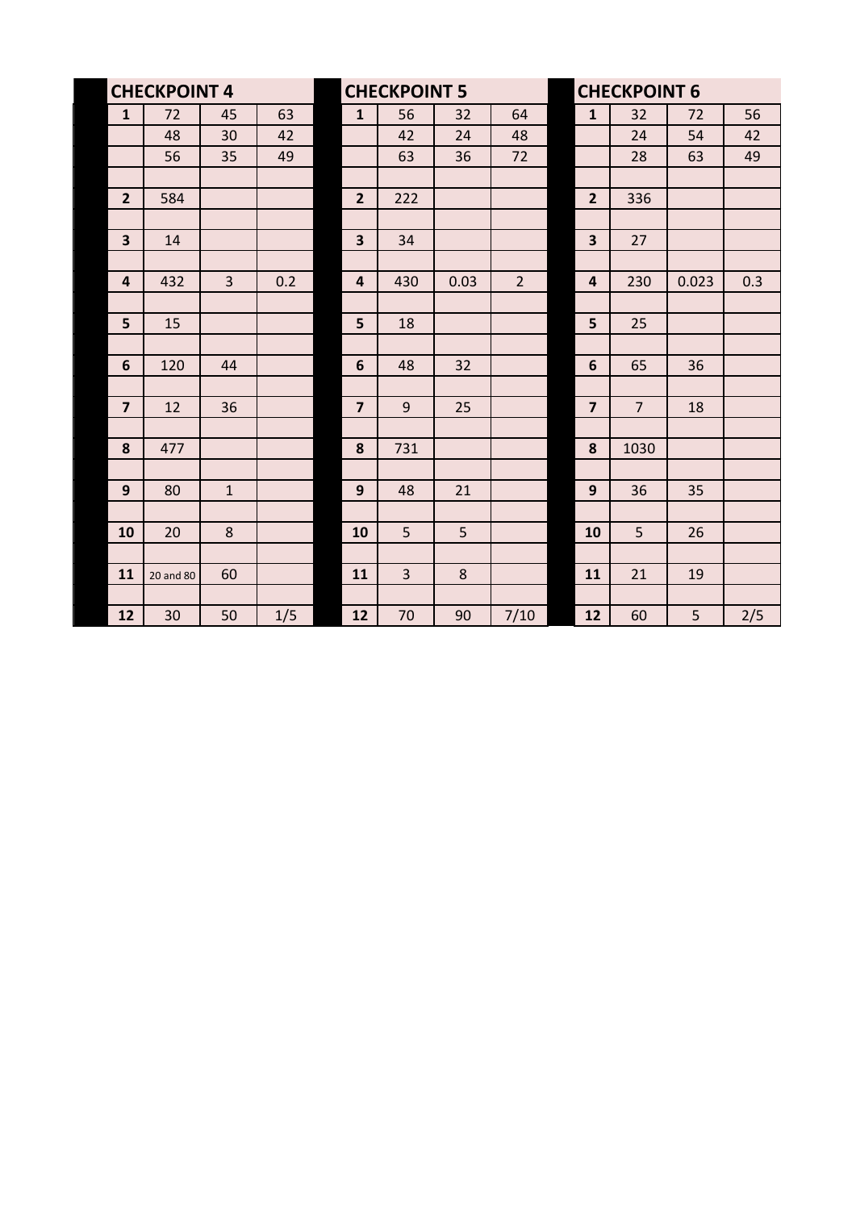| CHECKPOINT 4 | | | |
|---|---|---|---|
| **1** | 72 | 45 | 63 |
| | 48 | 30 | 42 |
| | 56 | 35 | 49 |
| **2** | 584 | | |
| **3** | 14 | | |
| **4** | 432 | 3 | 0.2 |
| **5** | 15 | | |
| **6** | 120 | 44 | |
| **7** | 12 | 36 | |
| **8** | 477 | | |
| **9** | 80 | 1 | |
| **10** | 20 | 8 | |
| **11** | 20 and 80 | 60 | |
| **12** | 30 | 50 | 1/5 |

| CHECKPOINT 5 | | | |
|---|---|---|---|
| **1** | 56 | 32 | 64 |
| | 42 | 24 | 48 |
| | 63 | 36 | 72 |
| **2** | 222 | | |
| **3** | 34 | | |
| **4** | 430 | 0.03 | 2 |
| **5** | 18 | | |
| **6** | 48 | 32 | |
| **7** | 9 | 25 | |
| **8** | 731 | | |
| **9** | 48 | 21 | |
| **10** | 5 | 5 | |
| **11** | 3 | 8 | |
| **12** | 70 | 90 | 7/10 |

| CHECKPOINT 6 | | | |
|---|---|---|---|
| **1** | 32 | 72 | 56 |
| | 24 | 54 | 42 |
| | 28 | 63 | 49 |
| **2** | 336 | | |
| **3** | 27 | | |
| **4** | 230 | 0.023 | 0.3 |
| **5** | 25 | | |
| **6** | 65 | 36 | |
| **7** | 7 | 18 | |
| **8** | 1030 | | |
| **9** | 36 | 35 | |
| **10** | 5 | 26 | |
| **11** | 21 | 19 | |
| **12** | 60 | 5 | 2/5 |